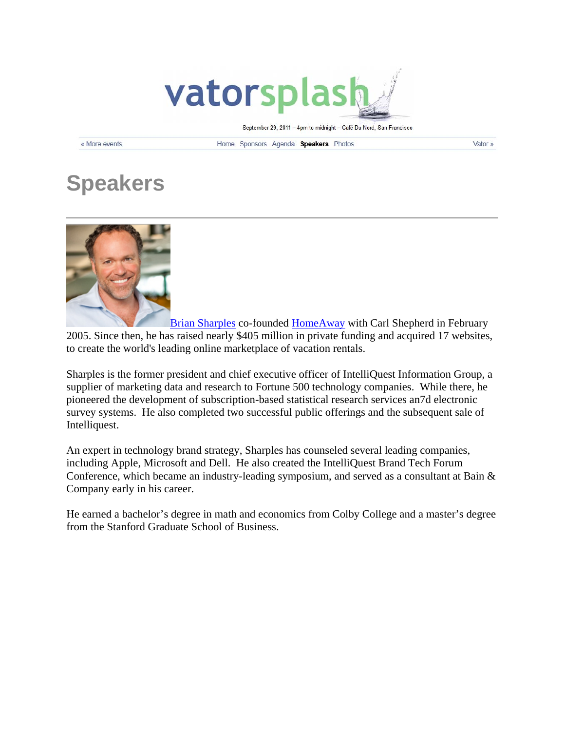vatorsplash

September 29, 2011 – 4pm to midnight – Café Du Nord, San Francisco

« More events | Home | Sponsors | Agenda | **Speakers** | Photos | Vator »

# Speakers

Brian Sharples co-founded HomeAway with Carl Shepherd in February 2005. Since then, he has raised nearly $405 million in private funding and acquired 17 websites, to create the world's leading online marketplace of vacation rentals.

Sharples is the former president and chief executive officer of IntelliQuest Information Group, a supplier of marketing data and research to Fortune 500 technology companies. While there, he pioneered the development of subscription-based statistical research services an7d electronic survey systems. He also completed two successful public offerings and the subsequent sale of Intelliquest.

An expert in technology brand strategy, Sharples has counseled several leading companies, including Apple, Microsoft and Dell. He also created the IntelliQuest Brand Tech Forum Conference, which became an industry-leading symposium, and served as a consultant at Bain & Company early in his career.

He earned a bachelor's degree in math and economics from Colby College and a master's degree from the Stanford Graduate School of Business.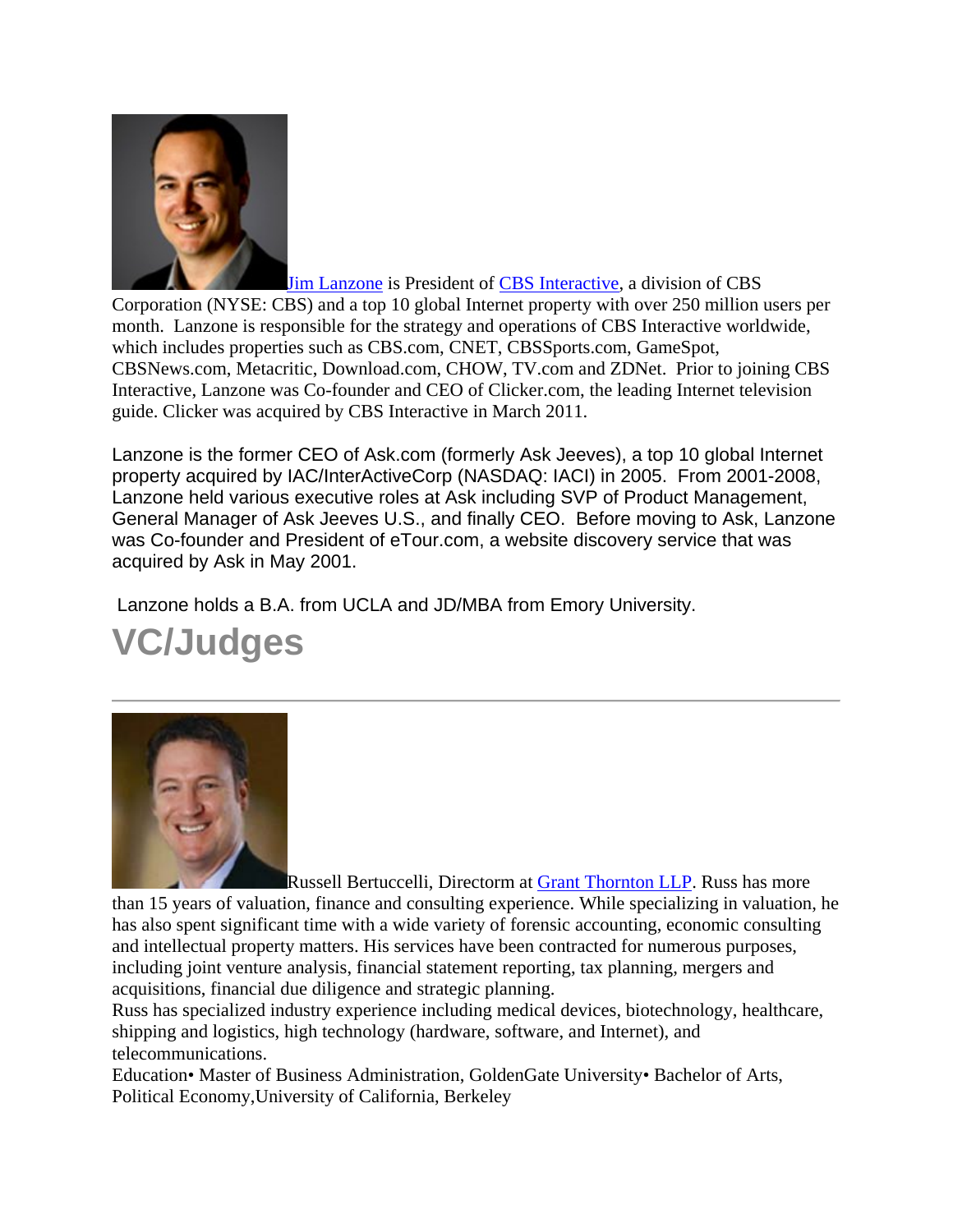[Jim Lanzone] is President of [CBS Interactive], a division of CBS Corporation (NYSE: CBS) and a top 10 global Internet property with over 250 million users per month.  Lanzone is responsible for the strategy and operations of CBS Interactive worldwide, which includes properties such as CBS.com, CNET, CBSSports.com, GameSpot, CBSNews.com, Metacritic, Download.com, CHOW, TV.com and ZDNet.  Prior to joining CBS Interactive, Lanzone was Co-founder and CEO of Clicker.com, the leading Internet television guide. Clicker was acquired by CBS Interactive in March 2011.

Lanzone is the former CEO of Ask.com (formerly Ask Jeeves), a top 10 global Internet property acquired by IAC/InterActiveCorp (NASDAQ: IACI) in 2005.  From 2001-2008, Lanzone held various executive roles at Ask including SVP of Product Management, General Manager of Ask Jeeves U.S., and finally CEO.  Before moving to Ask, Lanzone was Co-founder and President of eTour.com, a website discovery service that was acquired by Ask in May 2001.

Lanzone holds a B.A. from UCLA and JD/MBA from Emory University.

# VC/Judges

---

Russell Bertuccelli, Directorm at [Grant Thornton LLP]. Russ has more than 15 years of valuation, finance and consulting experience. While specializing in valuation, he has also spent significant time with a wide variety of forensic accounting, economic consulting and intellectual property matters. His services have been contracted for numerous purposes, including joint venture analysis, financial statement reporting, tax planning, mergers and acquisitions, financial due diligence and strategic planning.

Russ has specialized industry experience including medical devices, biotechnology, healthcare, shipping and logistics, high technology (hardware, software, and Internet), and telecommunications.

Education• Master of Business Administration, GoldenGate University• Bachelor of Arts, Political Economy,University of California, Berkeley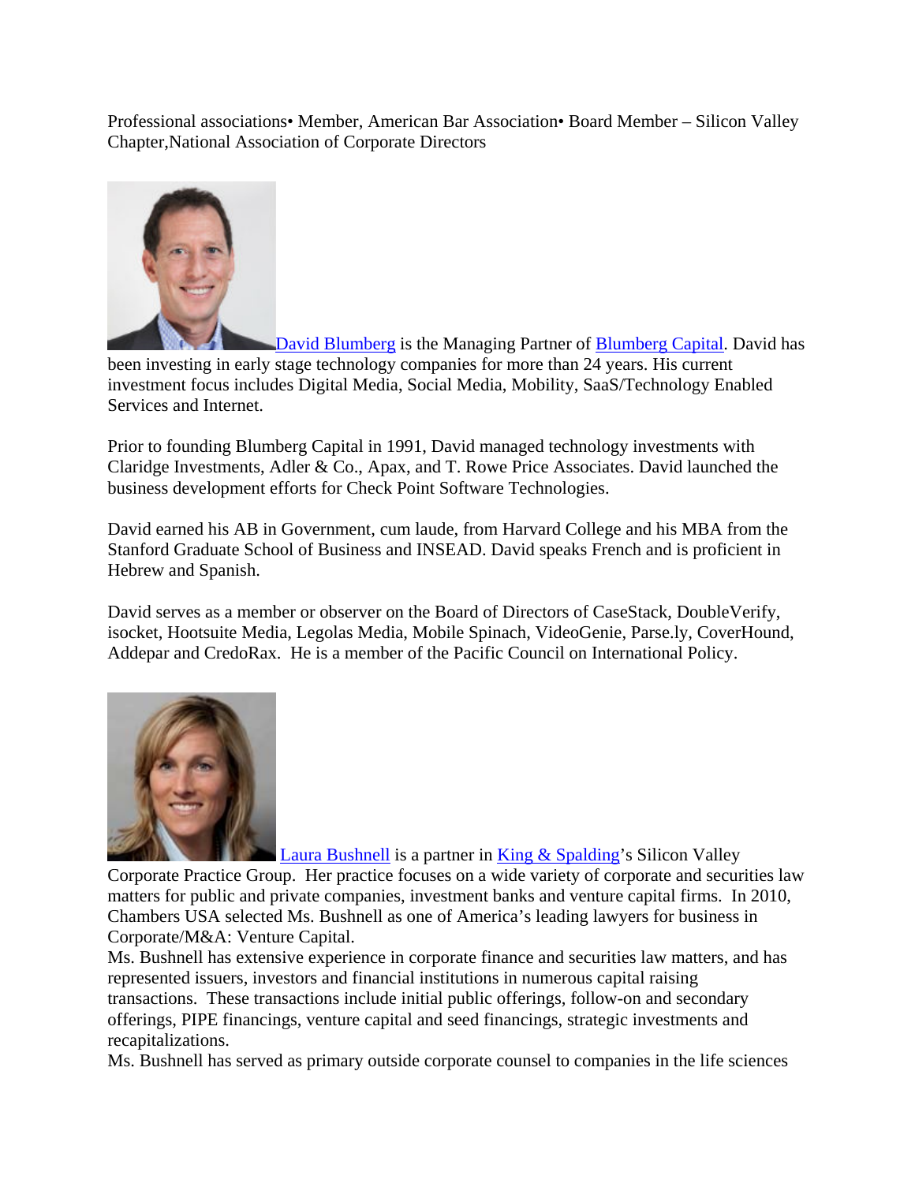Professional associations• Member, American Bar Association• Board Member – Silicon Valley Chapter,National Association of Corporate Directors

David Blumberg is the Managing Partner of Blumberg Capital. David has been investing in early stage technology companies for more than 24 years. His current investment focus includes Digital Media, Social Media, Mobility, SaaS/Technology Enabled Services and Internet.

Prior to founding Blumberg Capital in 1991, David managed technology investments with Claridge Investments, Adler & Co., Apax, and T. Rowe Price Associates. David launched the business development efforts for Check Point Software Technologies.

David earned his AB in Government, cum laude, from Harvard College and his MBA from the Stanford Graduate School of Business and INSEAD. David speaks French and is proficient in Hebrew and Spanish.

David serves as a member or observer on the Board of Directors of CaseStack, DoubleVerify, isocket, Hootsuite Media, Legolas Media, Mobile Spinach, VideoGenie, Parse.ly, CoverHound, Addepar and CredoRax. He is a member of the Pacific Council on International Policy.

Laura Bushnell is a partner in King & Spalding's Silicon Valley Corporate Practice Group. Her practice focuses on a wide variety of corporate and securities law matters for public and private companies, investment banks and venture capital firms. In 2010, Chambers USA selected Ms. Bushnell as one of America's leading lawyers for business in Corporate/M&A: Venture Capital.

Ms. Bushnell has extensive experience in corporate finance and securities law matters, and has represented issuers, investors and financial institutions in numerous capital raising transactions. These transactions include initial public offerings, follow-on and secondary offerings, PIPE financings, venture capital and seed financings, strategic investments and recapitalizations.

Ms. Bushnell has served as primary outside corporate counsel to companies in the life sciences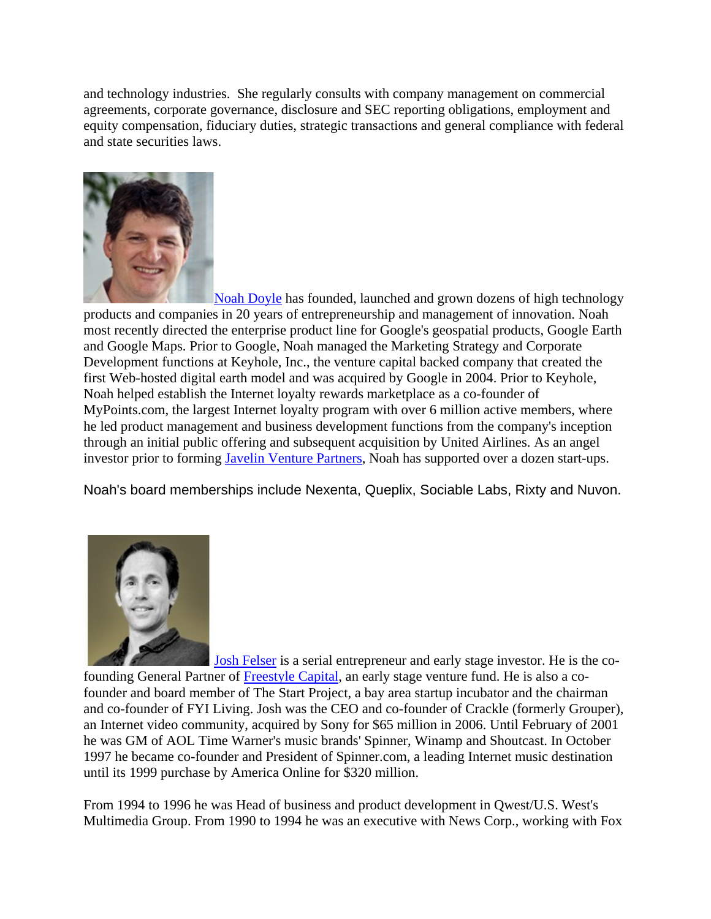and technology industries. She regularly consults with company management on commercial agreements, corporate governance, disclosure and SEC reporting obligations, employment and equity compensation, fiduciary duties, strategic transactions and general compliance with federal and state securities laws.

[Noah Doyle]() has founded, launched and grown dozens of high technology products and companies in 20 years of entrepreneurship and management of innovation. Noah most recently directed the enterprise product line for Google's geospatial products, Google Earth and Google Maps. Prior to Google, Noah managed the Marketing Strategy and Corporate Development functions at Keyhole, Inc., the venture capital backed company that created the first Web-hosted digital earth model and was acquired by Google in 2004. Prior to Keyhole, Noah helped establish the Internet loyalty rewards marketplace as a co-founder of MyPoints.com, the largest Internet loyalty program with over 6 million active members, where he led product management and business development functions from the company's inception through an initial public offering and subsequent acquisition by United Airlines. As an angel investor prior to forming [Javelin Venture Partners](), Noah has supported over a dozen start-ups.

Noah's board memberships include Nexenta, Queplix, Sociable Labs, Rixty and Nuvon.

[Josh Felser]() is a serial entrepreneur and early stage investor. He is the co-founding General Partner of [Freestyle Capital](), an early stage venture fund. He is also a co-founder and board member of The Start Project, a bay area startup incubator and the chairman and co-founder of FYI Living. Josh was the CEO and co-founder of Crackle (formerly Grouper), an Internet video community, acquired by Sony for $65 million in 2006. Until February of 2001 he was GM of AOL Time Warner's music brands' Spinner, Winamp and Shoutcast. In October 1997 he became co-founder and President of Spinner.com, a leading Internet music destination until its 1999 purchase by America Online for $320 million.

From 1994 to 1996 he was Head of business and product development in Qwest/U.S. West's Multimedia Group. From 1990 to 1994 he was an executive with News Corp., working with Fox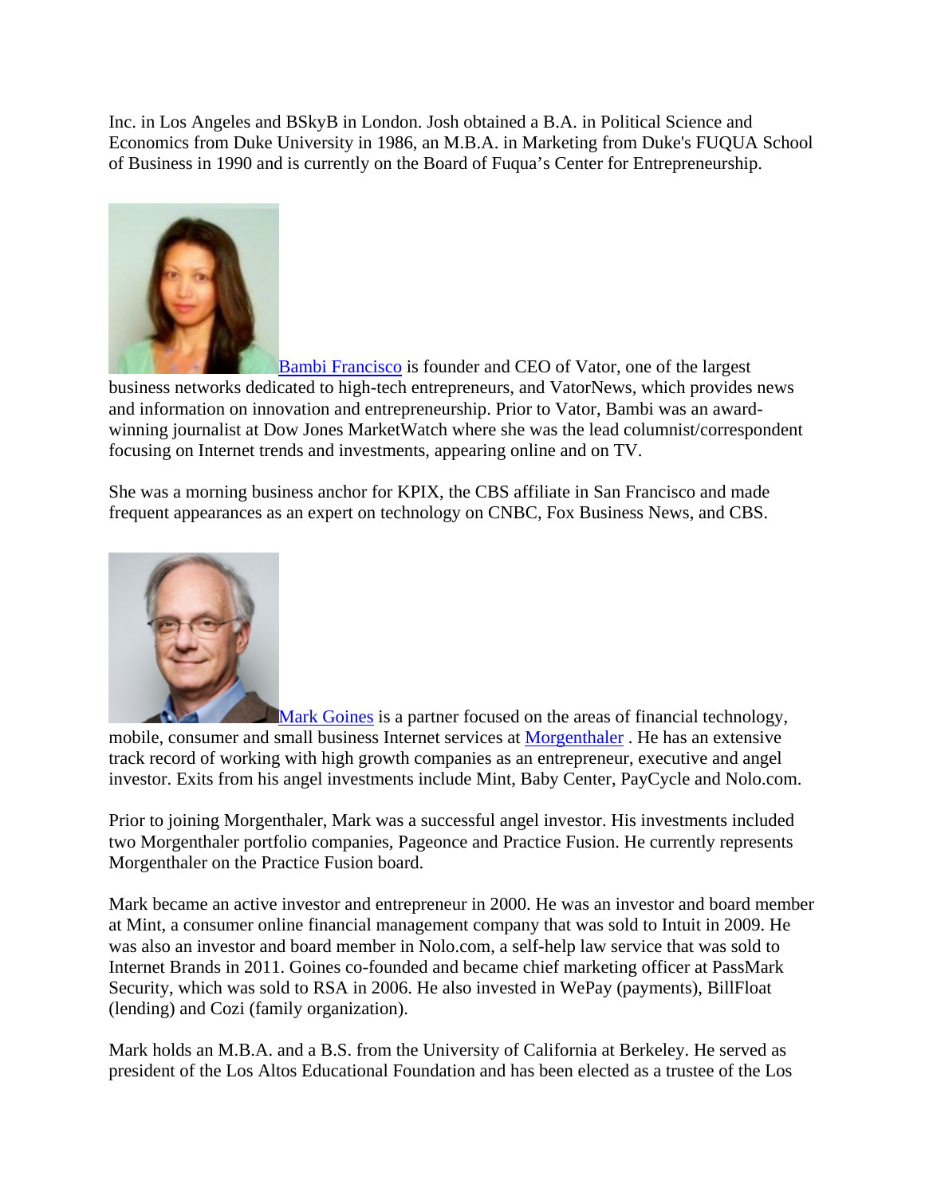Inc. in Los Angeles and BSkyB in London. Josh obtained a B.A. in Political Science and Economics from Duke University in 1986, an M.B.A. in Marketing from Duke's FUQUA School of Business in 1990 and is currently on the Board of Fuqua's Center for Entrepreneurship.

Bambi Francisco is founder and CEO of Vator, one of the largest business networks dedicated to high-tech entrepreneurs, and VatorNews, which provides news and information on innovation and entrepreneurship. Prior to Vator, Bambi was an award-winning journalist at Dow Jones MarketWatch where she was the lead columnist/correspondent focusing on Internet trends and investments, appearing online and on TV.

She was a morning business anchor for KPIX, the CBS affiliate in San Francisco and made frequent appearances as an expert on technology on CNBC, Fox Business News, and CBS.

Mark Goines is a partner focused on the areas of financial technology, mobile, consumer and small business Internet services at Morgenthaler . He has an extensive track record of working with high growth companies as an entrepreneur, executive and angel investor. Exits from his angel investments include Mint, Baby Center, PayCycle and Nolo.com.

Prior to joining Morgenthaler, Mark was a successful angel investor. His investments included two Morgenthaler portfolio companies, Pageonce and Practice Fusion. He currently represents Morgenthaler on the Practice Fusion board.

Mark became an active investor and entrepreneur in 2000. He was an investor and board member at Mint, a consumer online financial management company that was sold to Intuit in 2009. He was also an investor and board member in Nolo.com, a self-help law service that was sold to Internet Brands in 2011. Goines co-founded and became chief marketing officer at PassMark Security, which was sold to RSA in 2006. He also invested in WePay (payments), BillFloat (lending) and Cozi (family organization).

Mark holds an M.B.A. and a B.S. from the University of California at Berkeley. He served as president of the Los Altos Educational Foundation and has been elected as a trustee of the Los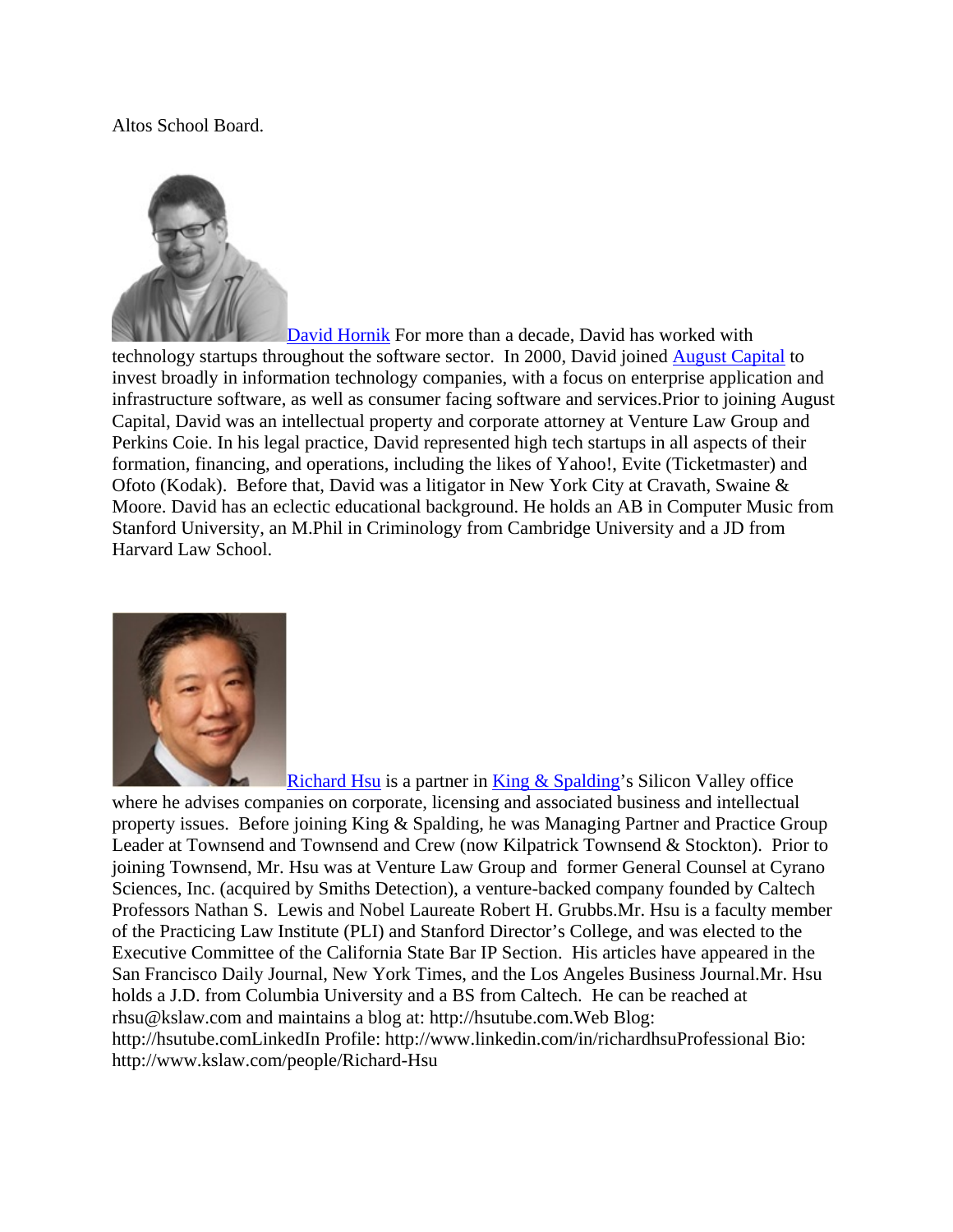Altos School Board.

David Hornik For more than a decade, David has worked with technology startups throughout the software sector. In 2000, David joined August Capital to invest broadly in information technology companies, with a focus on enterprise application and infrastructure software, as well as consumer facing software and services.Prior to joining August Capital, David was an intellectual property and corporate attorney at Venture Law Group and Perkins Coie. In his legal practice, David represented high tech startups in all aspects of their formation, financing, and operations, including the likes of Yahoo!, Evite (Ticketmaster) and Ofoto (Kodak). Before that, David was a litigator in New York City at Cravath, Swaine & Moore. David has an eclectic educational background. He holds an AB in Computer Music from Stanford University, an M.Phil in Criminology from Cambridge University and a JD from Harvard Law School.

Richard Hsu is a partner in King & Spalding's Silicon Valley office where he advises companies on corporate, licensing and associated business and intellectual property issues. Before joining King & Spalding, he was Managing Partner and Practice Group Leader at Townsend and Townsend and Crew (now Kilpatrick Townsend & Stockton). Prior to joining Townsend, Mr. Hsu was at Venture Law Group and former General Counsel at Cyrano Sciences, Inc. (acquired by Smiths Detection), a venture-backed company founded by Caltech Professors Nathan S. Lewis and Nobel Laureate Robert H. Grubbs.Mr. Hsu is a faculty member of the Practicing Law Institute (PLI) and Stanford Director's College, and was elected to the Executive Committee of the California State Bar IP Section. His articles have appeared in the San Francisco Daily Journal, New York Times, and the Los Angeles Business Journal.Mr. Hsu holds a J.D. from Columbia University and a BS from Caltech. He can be reached at rhsu@kslaw.com and maintains a blog at: http://hsutube.com.Web Blog: http://hsutube.comLinkedIn Profile: http://www.linkedin.com/in/richardhsuProfessional Bio: http://www.kslaw.com/people/Richard-Hsu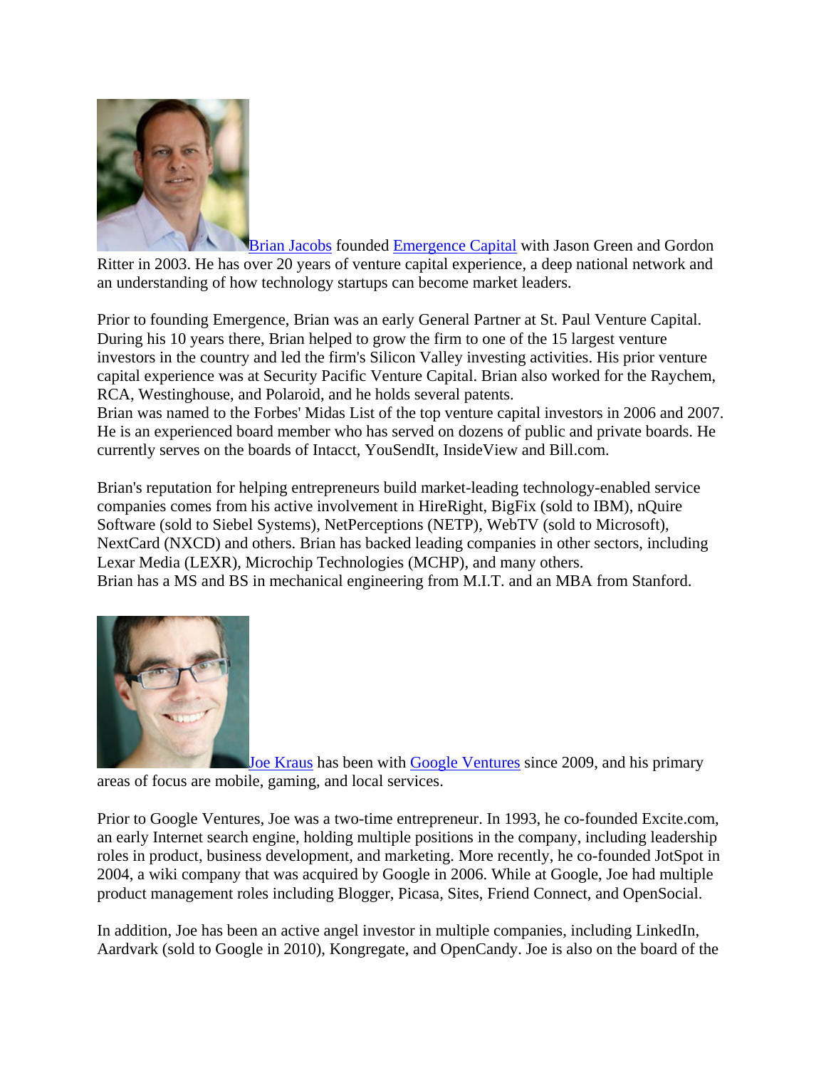[Brian Jacobs] founded [Emergence Capital] with Jason Green and Gordon Ritter in 2003. He has over 20 years of venture capital experience, a deep national network and an understanding of how technology startups can become market leaders.

Prior to founding Emergence, Brian was an early General Partner at St. Paul Venture Capital. During his 10 years there, Brian helped to grow the firm to one of the 15 largest venture investors in the country and led the firm's Silicon Valley investing activities. His prior venture capital experience was at Security Pacific Venture Capital. Brian also worked for the Raychem, RCA, Westinghouse, and Polaroid, and he holds several patents.
Brian was named to the Forbes' Midas List of the top venture capital investors in 2006 and 2007. He is an experienced board member who has served on dozens of public and private boards. He currently serves on the boards of Intacct, YouSendIt, InsideView and Bill.com.

Brian's reputation for helping entrepreneurs build market-leading technology-enabled service companies comes from his active involvement in HireRight, BigFix (sold to IBM), nQuire Software (sold to Siebel Systems), NetPerceptions (NETP), WebTV (sold to Microsoft), NextCard (NXCD) and others. Brian has backed leading companies in other sectors, including Lexar Media (LEXR), Microchip Technologies (MCHP), and many others.
Brian has a MS and BS in mechanical engineering from M.I.T. and an MBA from Stanford.

[Joe Kraus] has been with [Google Ventures] since 2009, and his primary areas of focus are mobile, gaming, and local services.

Prior to Google Ventures, Joe was a two-time entrepreneur. In 1993, he co-founded Excite.com, an early Internet search engine, holding multiple positions in the company, including leadership roles in product, business development, and marketing. More recently, he co-founded JotSpot in 2004, a wiki company that was acquired by Google in 2006. While at Google, Joe had multiple product management roles including Blogger, Picasa, Sites, Friend Connect, and OpenSocial.

In addition, Joe has been an active angel investor in multiple companies, including LinkedIn, Aardvark (sold to Google in 2010), Kongregate, and OpenCandy. Joe is also on the board of the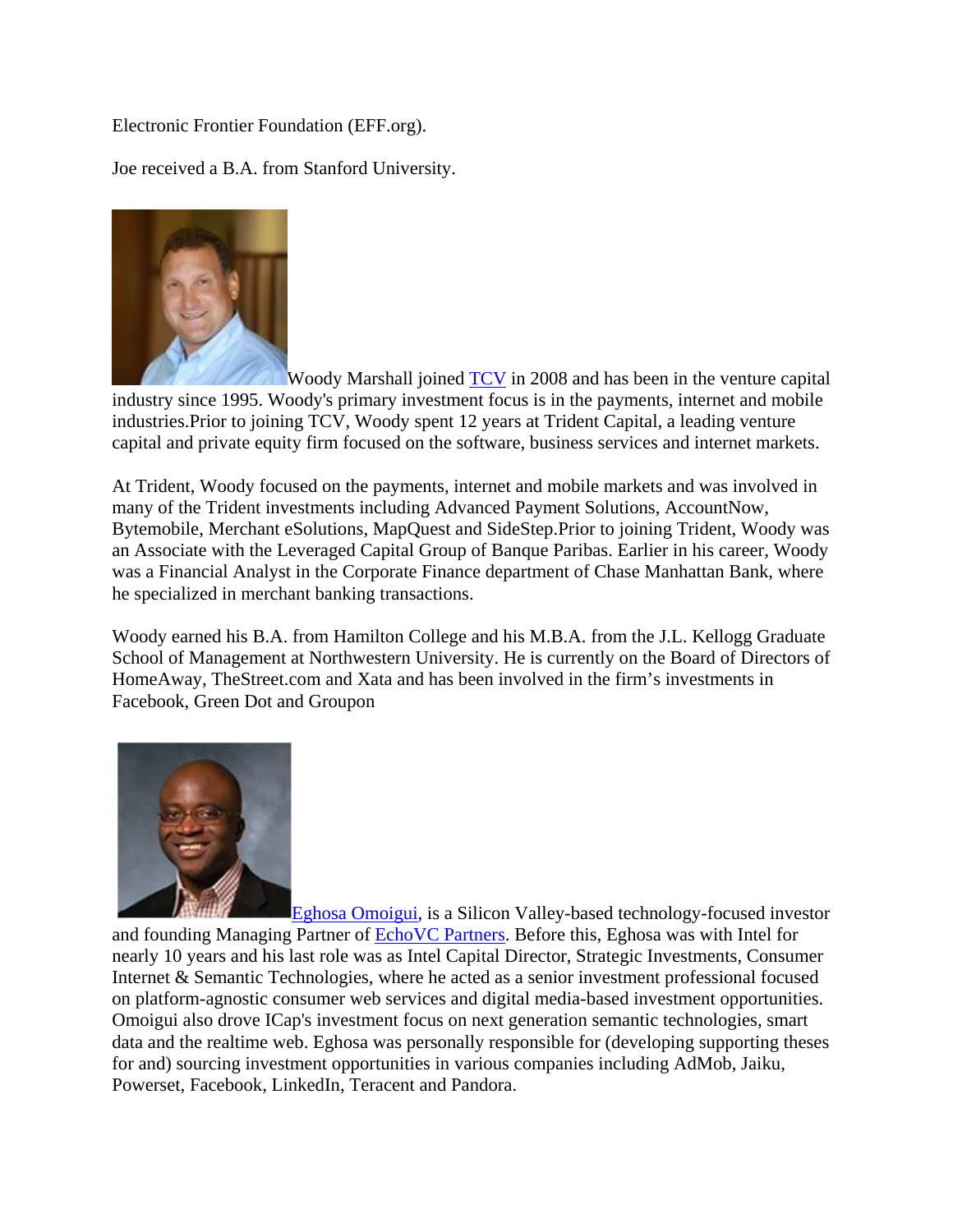Electronic Frontier Foundation (EFF.org).

Joe received a B.A. from Stanford University.

Woody Marshall joined [TCV](#) in 2008 and has been in the venture capital industry since 1995. Woody's primary investment focus is in the payments, internet and mobile industries.Prior to joining TCV, Woody spent 12 years at Trident Capital, a leading venture capital and private equity firm focused on the software, business services and internet markets.

At Trident, Woody focused on the payments, internet and mobile markets and was involved in many of the Trident investments including Advanced Payment Solutions, AccountNow, Bytemobile, Merchant eSolutions, MapQuest and SideStep.Prior to joining Trident, Woody was an Associate with the Leveraged Capital Group of Banque Paribas. Earlier in his career, Woody was a Financial Analyst in the Corporate Finance department of Chase Manhattan Bank, where he specialized in merchant banking transactions.

Woody earned his B.A. from Hamilton College and his M.B.A. from the J.L. Kellogg Graduate School of Management at Northwestern University. He is currently on the Board of Directors of HomeAway, TheStreet.com and Xata and has been involved in the firm's investments in Facebook, Green Dot and Groupon

[Eghosa Omoigui](#), is a Silicon Valley-based technology-focused investor and founding Managing Partner of [EchoVC Partners](#). Before this, Eghosa was with Intel for nearly 10 years and his last role was as Intel Capital Director, Strategic Investments, Consumer Internet & Semantic Technologies, where he acted as a senior investment professional focused on platform-agnostic consumer web services and digital media-based investment opportunities. Omoigui also drove ICap's investment focus on next generation semantic technologies, smart data and the realtime web. Eghosa was personally responsible for (developing supporting theses for and) sourcing investment opportunities in various companies including AdMob, Jaiku, Powerset, Facebook, LinkedIn, Teracent and Pandora.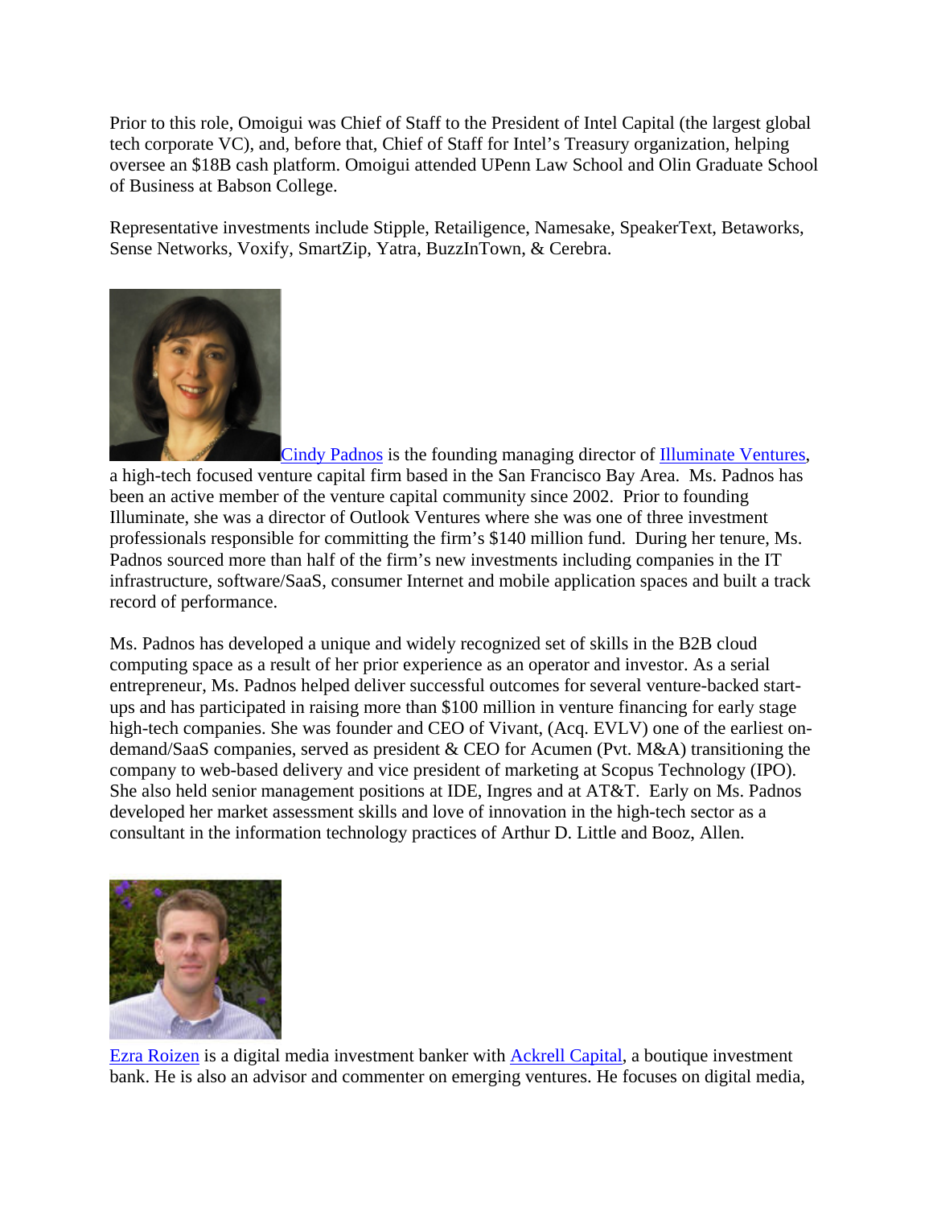Prior to this role, Omoigui was Chief of Staff to the President of Intel Capital (the largest global tech corporate VC), and, before that, Chief of Staff for Intel's Treasury organization, helping oversee an $18B cash platform. Omoigui attended UPenn Law School and Olin Graduate School of Business at Babson College.

Representative investments include Stipple, Retailigence, Namesake, SpeakerText, Betaworks, Sense Networks, Voxify, SmartZip, Yatra, BuzzInTown, & Cerebra.

Cindy Padnos is the founding managing director of Illuminate Ventures, a high-tech focused venture capital firm based in the San Francisco Bay Area. Ms. Padnos has been an active member of the venture capital community since 2002. Prior to founding Illuminate, she was a director of Outlook Ventures where she was one of three investment professionals responsible for committing the firm's $140 million fund. During her tenure, Ms. Padnos sourced more than half of the firm's new investments including companies in the IT infrastructure, software/SaaS, consumer Internet and mobile application spaces and built a track record of performance.

Ms. Padnos has developed a unique and widely recognized set of skills in the B2B cloud computing space as a result of her prior experience as an operator and investor. As a serial entrepreneur, Ms. Padnos helped deliver successful outcomes for several venture-backed start-ups and has participated in raising more than $100 million in venture financing for early stage high-tech companies. She was founder and CEO of Vivant, (Acq. EVLV) one of the earliest on-demand/SaaS companies, served as president & CEO for Acumen (Pvt. M&A) transitioning the company to web-based delivery and vice president of marketing at Scopus Technology (IPO). She also held senior management positions at IDE, Ingres and at AT&T. Early on Ms. Padnos developed her market assessment skills and love of innovation in the high-tech sector as a consultant in the information technology practices of Arthur D. Little and Booz, Allen.

Ezra Roizen is a digital media investment banker with Ackrell Capital, a boutique investment bank. He is also an advisor and commenter on emerging ventures. He focuses on digital media,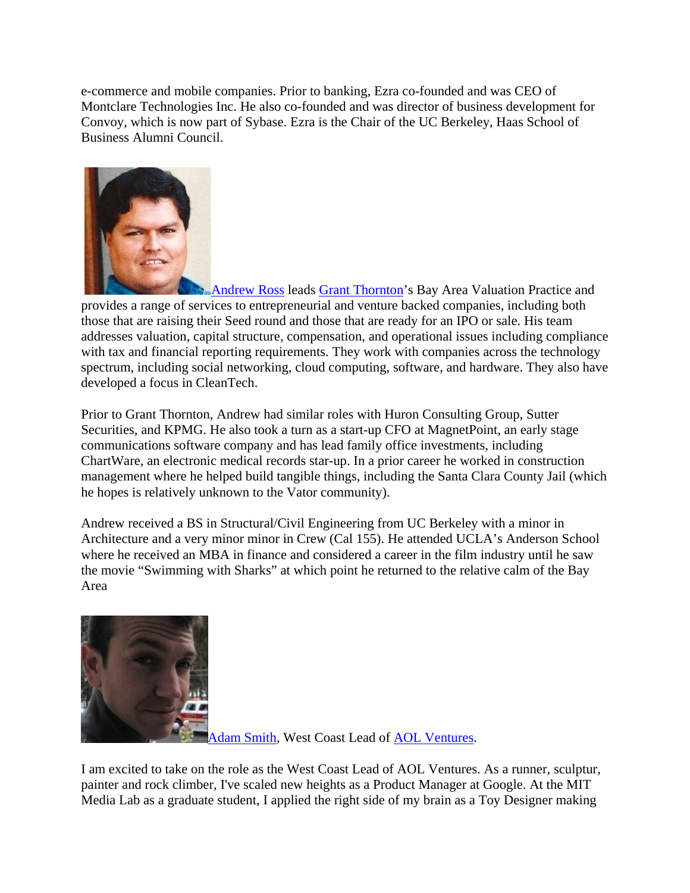e-commerce and mobile companies. Prior to banking, Ezra co-founded and was CEO of Montclare Technologies Inc. He also co-founded and was director of business development for Convoy, which is now part of Sybase. Ezra is the Chair of the UC Berkeley, Haas School of Business Alumni Council.

Andrew Ross leads Grant Thornton's Bay Area Valuation Practice and provides a range of services to entrepreneurial and venture backed companies, including both those that are raising their Seed round and those that are ready for an IPO or sale. His team addresses valuation, capital structure, compensation, and operational issues including compliance with tax and financial reporting requirements. They work with companies across the technology spectrum, including social networking, cloud computing, software, and hardware. They also have developed a focus in CleanTech.

Prior to Grant Thornton, Andrew had similar roles with Huron Consulting Group, Sutter Securities, and KPMG. He also took a turn as a start-up CFO at MagnetPoint, an early stage communications software company and has lead family office investments, including ChartWare, an electronic medical records star-up. In a prior career he worked in construction management where he helped build tangible things, including the Santa Clara County Jail (which he hopes is relatively unknown to the Vator community).

Andrew received a BS in Structural/Civil Engineering from UC Berkeley with a minor in Architecture and a very minor minor in Crew (Cal 155). He attended UCLA's Anderson School where he received an MBA in finance and considered a career in the film industry until he saw the movie "Swimming with Sharks" at which point he returned to the relative calm of the Bay Area

Adam Smith, West Coast Lead of AOL Ventures.

I am excited to take on the role as the West Coast Lead of AOL Ventures. As a runner, sculptur, painter and rock climber, I've scaled new heights as a Product Manager at Google. At the MIT Media Lab as a graduate student, I applied the right side of my brain as a Toy Designer making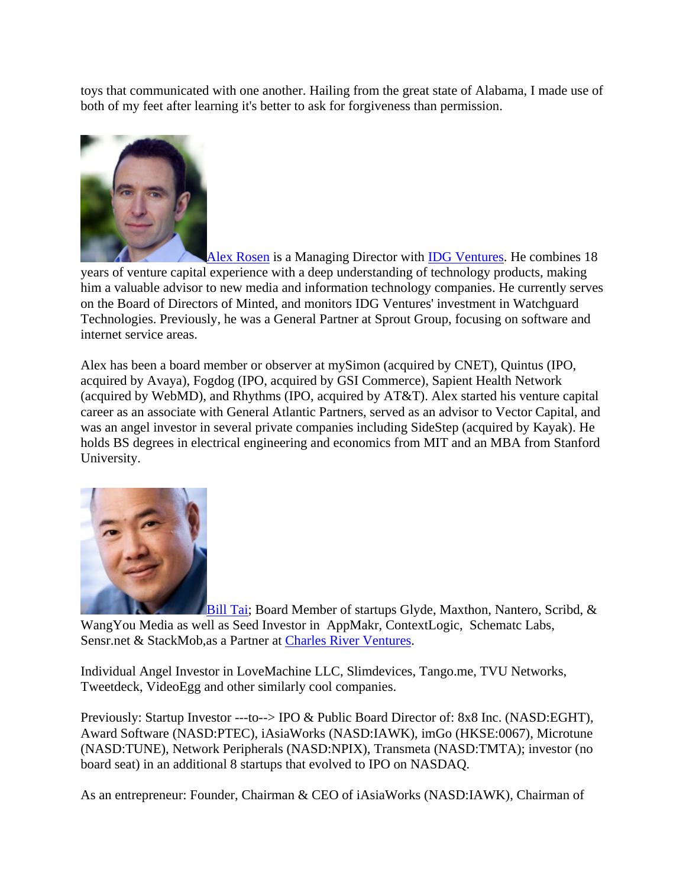toys that communicated with one another. Hailing from the great state of Alabama, I made use of both of my feet after learning it's better to ask for forgiveness than permission.

[Alex Rosen](#) is a Managing Director with [IDG Ventures](#). He combines 18 years of venture capital experience with a deep understanding of technology products, making him a valuable advisor to new media and information technology companies. He currently serves on the Board of Directors of Minted, and monitors IDG Ventures' investment in Watchguard Technologies. Previously, he was a General Partner at Sprout Group, focusing on software and internet service areas.

Alex has been a board member or observer at mySimon (acquired by CNET), Quintus (IPO, acquired by Avaya), Fogdog (IPO, acquired by GSI Commerce), Sapient Health Network (acquired by WebMD), and Rhythms (IPO, acquired by AT&T). Alex started his venture capital career as an associate with General Atlantic Partners, served as an advisor to Vector Capital, and was an angel investor in several private companies including SideStep (acquired by Kayak). He holds BS degrees in electrical engineering and economics from MIT and an MBA from Stanford University.

[Bill Tai](#); Board Member of startups Glyde, Maxthon, Nantero, Scribd, & WangYou Media as well as Seed Investor in AppMakr, ContextLogic, Schematc Labs, Sensr.net & StackMob,as a Partner at [Charles River Ventures](#).

Individual Angel Investor in LoveMachine LLC, Slimdevices, Tango.me, TVU Networks, Tweetdeck, VideoEgg and other similarly cool companies.

Previously: Startup Investor ---to--> IPO & Public Board Director of: 8x8 Inc. (NASD:EGHT), Award Software (NASD:PTEC), iAsiaWorks (NASD:IAWK), imGo (HKSE:0067), Microtune (NASD:TUNE), Network Peripherals (NASD:NPIX), Transmeta (NASD:TMTA); investor (no board seat) in an additional 8 startups that evolved to IPO on NASDAQ.

As an entrepreneur: Founder, Chairman & CEO of iAsiaWorks (NASD:IAWK), Chairman of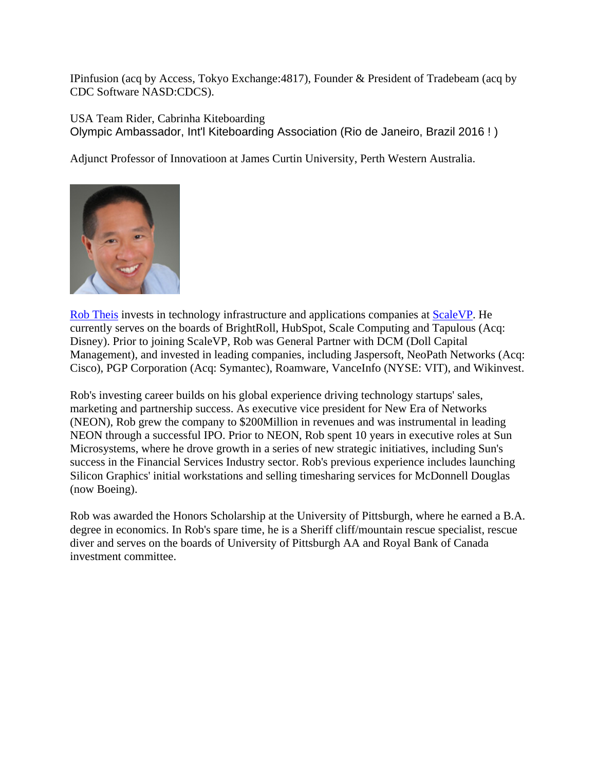IPinfusion (acq by Access, Tokyo Exchange:4817), Founder & President of Tradebeam (acq by CDC Software NASD:CDCS).

USA Team Rider, Cabrinha Kiteboarding
Olympic Ambassador, Int'l Kiteboarding Association (Rio de Janeiro, Brazil 2016 ! )

Adjunct Professor of Innovatioon at James Curtin University, Perth Western Australia.

Rob Theis invests in technology infrastructure and applications companies at ScaleVP. He currently serves on the boards of BrightRoll, HubSpot, Scale Computing and Tapulous (Acq: Disney). Prior to joining ScaleVP, Rob was General Partner with DCM (Doll Capital Management), and invested in leading companies, including Jaspersoft, NeoPath Networks (Acq: Cisco), PGP Corporation (Acq: Symantec), Roamware, VanceInfo (NYSE: VIT), and Wikinvest.

Rob's investing career builds on his global experience driving technology startups' sales, marketing and partnership success. As executive vice president for New Era of Networks (NEON), Rob grew the company to $200Million in revenues and was instrumental in leading NEON through a successful IPO. Prior to NEON, Rob spent 10 years in executive roles at Sun Microsystems, where he drove growth in a series of new strategic initiatives, including Sun's success in the Financial Services Industry sector. Rob's previous experience includes launching Silicon Graphics' initial workstations and selling timesharing services for McDonnell Douglas (now Boeing).

Rob was awarded the Honors Scholarship at the University of Pittsburgh, where he earned a B.A. degree in economics. In Rob's spare time, he is a Sheriff cliff/mountain rescue specialist, rescue diver and serves on the boards of University of Pittsburgh AA and Royal Bank of Canada investment committee.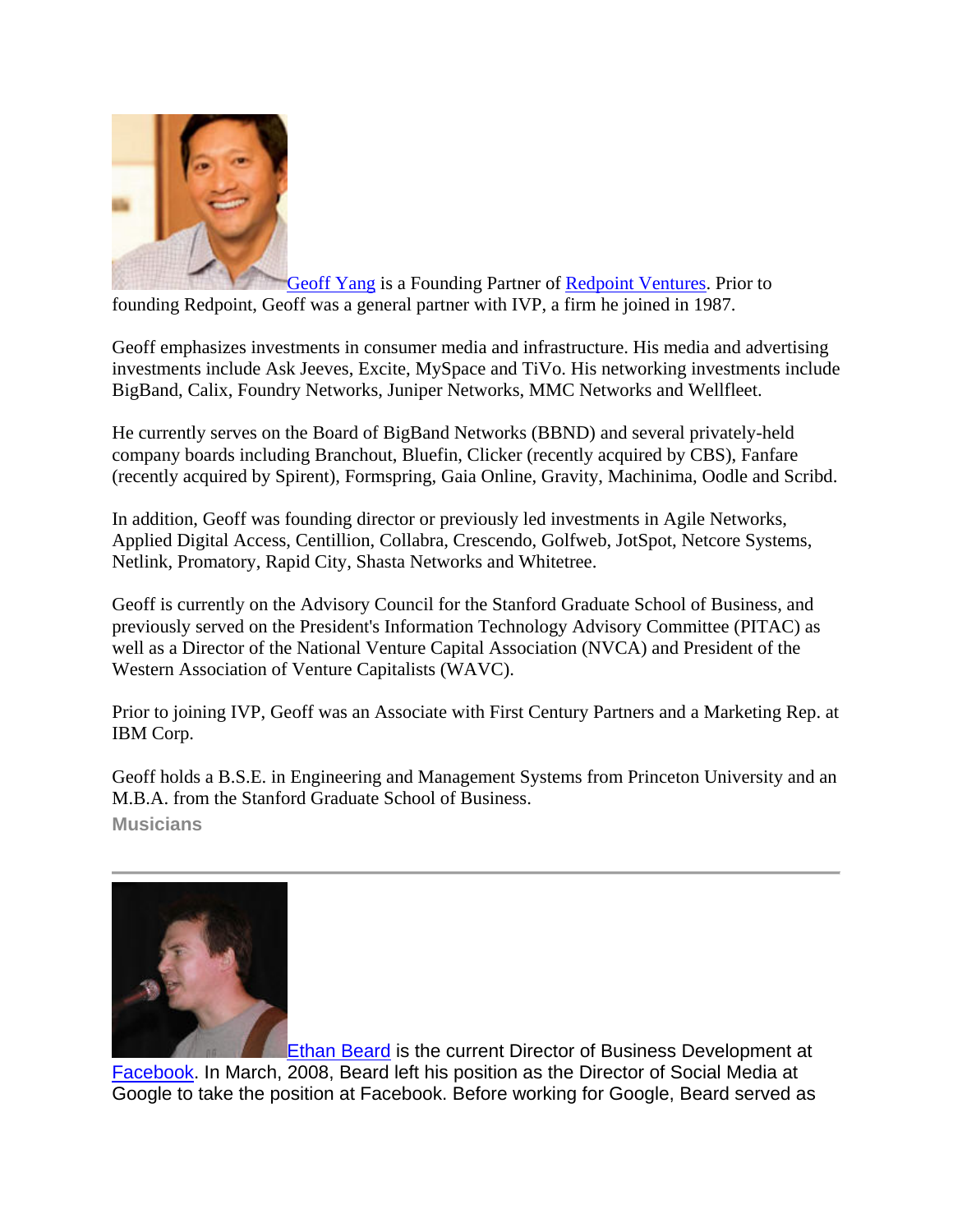Geoff Yang is a Founding Partner of Redpoint Ventures. Prior to founding Redpoint, Geoff was a general partner with IVP, a firm he joined in 1987.

Geoff emphasizes investments in consumer media and infrastructure. His media and advertising investments include Ask Jeeves, Excite, MySpace and TiVo. His networking investments include BigBand, Calix, Foundry Networks, Juniper Networks, MMC Networks and Wellfleet.

He currently serves on the Board of BigBand Networks (BBND) and several privately-held company boards including Branchout, Bluefin, Clicker (recently acquired by CBS), Fanfare (recently acquired by Spirent), Formspring, Gaia Online, Gravity, Machinima, Oodle and Scribd.

In addition, Geoff was founding director or previously led investments in Agile Networks, Applied Digital Access, Centillion, Collabra, Crescendo, Golfweb, JotSpot, Netcore Systems, Netlink, Promatory, Rapid City, Shasta Networks and Whitetree.

Geoff is currently on the Advisory Council for the Stanford Graduate School of Business, and previously served on the President's Information Technology Advisory Committee (PITAC) as well as a Director of the National Venture Capital Association (NVCA) and President of the Western Association of Venture Capitalists (WAVC).

Prior to joining IVP, Geoff was an Associate with First Century Partners and a Marketing Rep. at IBM Corp.

Geoff holds a B.S.E. in Engineering and Management Systems from Princeton University and an M.B.A. from the Stanford Graduate School of Business.

**Musicians**

---

Ethan Beard is the current Director of Business Development at Facebook. In March, 2008, Beard left his position as the Director of Social Media at Google to take the position at Facebook. Before working for Google, Beard served as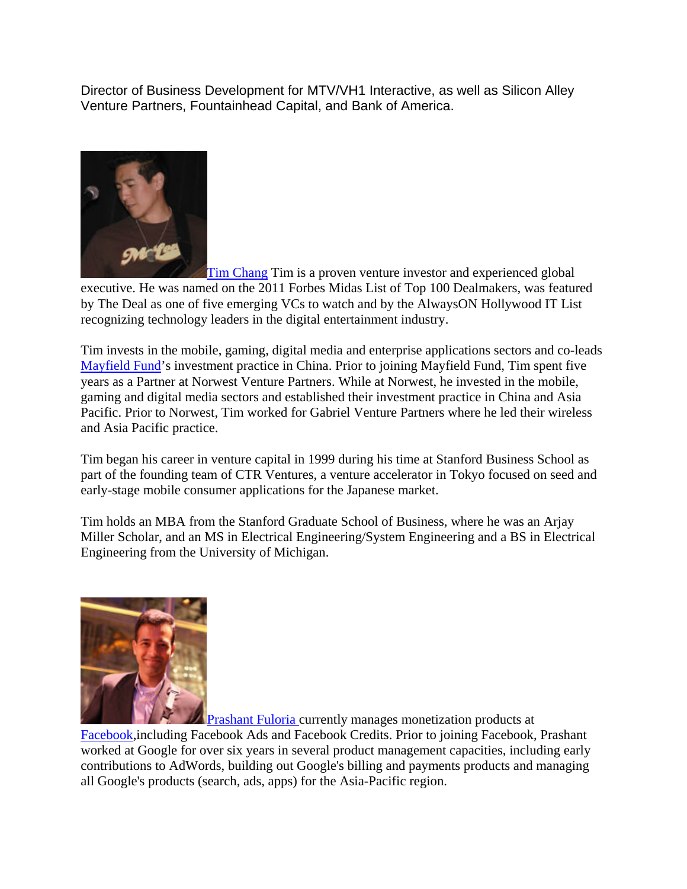Director of Business Development for MTV/VH1 Interactive, as well as Silicon Alley Venture Partners, Fountainhead Capital, and Bank of America.

Tim Chang Tim is a proven venture investor and experienced global executive. He was named on the 2011 Forbes Midas List of Top 100 Dealmakers, was featured by The Deal as one of five emerging VCs to watch and by the AlwaysON Hollywood IT List recognizing technology leaders in the digital entertainment industry.

Tim invests in the mobile, gaming, digital media and enterprise applications sectors and co-leads Mayfield Fund's investment practice in China. Prior to joining Mayfield Fund, Tim spent five years as a Partner at Norwest Venture Partners. While at Norwest, he invested in the mobile, gaming and digital media sectors and established their investment practice in China and Asia Pacific. Prior to Norwest, Tim worked for Gabriel Venture Partners where he led their wireless and Asia Pacific practice.

Tim began his career in venture capital in 1999 during his time at Stanford Business School as part of the founding team of CTR Ventures, a venture accelerator in Tokyo focused on seed and early-stage mobile consumer applications for the Japanese market.

Tim holds an MBA from the Stanford Graduate School of Business, where he was an Arjay Miller Scholar, and an MS in Electrical Engineering/System Engineering and a BS in Electrical Engineering from the University of Michigan.

Prashant Fuloria currently manages monetization products at Facebook,including Facebook Ads and Facebook Credits. Prior to joining Facebook, Prashant worked at Google for over six years in several product management capacities, including early contributions to AdWords, building out Google's billing and payments products and managing all Google's products (search, ads, apps) for the Asia-Pacific region.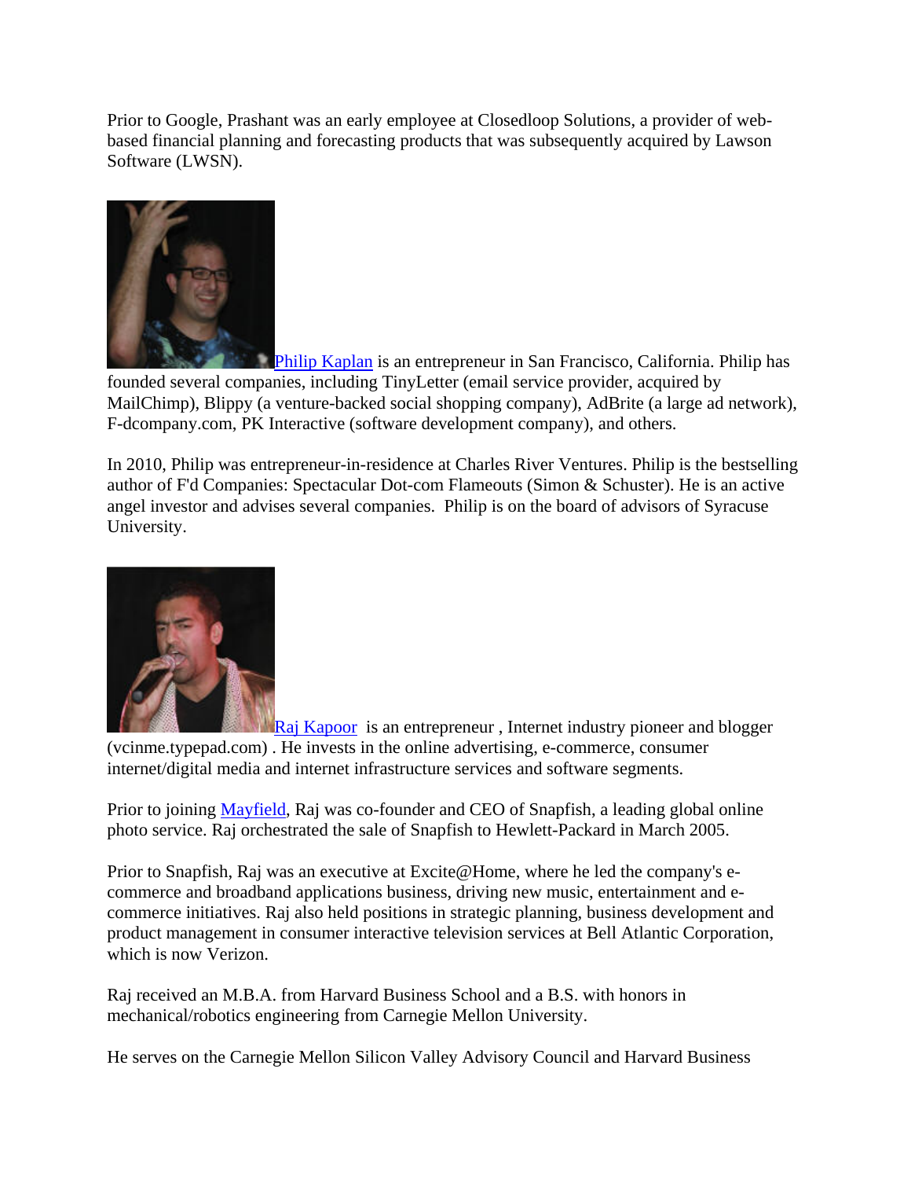Prior to Google, Prashant was an early employee at Closedloop Solutions, a provider of web-based financial planning and forecasting products that was subsequently acquired by Lawson Software (LWSN).

[Philip Kaplan](#) is an entrepreneur in San Francisco, California. Philip has founded several companies, including TinyLetter (email service provider, acquired by MailChimp), Blippy (a venture-backed social shopping company), AdBrite (a large ad network), F-dcompany.com, PK Interactive (software development company), and others.

In 2010, Philip was entrepreneur-in-residence at Charles River Ventures. Philip is the bestselling author of F'd Companies: Spectacular Dot-com Flameouts (Simon & Schuster). He is an active angel investor and advises several companies. Philip is on the board of advisors of Syracuse University.

[Raj Kapoor](#) is an entrepreneur , Internet industry pioneer and blogger (vcinme.typepad.com) . He invests in the online advertising, e-commerce, consumer internet/digital media and internet infrastructure services and software segments.

Prior to joining [Mayfield](#), Raj was co-founder and CEO of Snapfish, a leading global online photo service. Raj orchestrated the sale of Snapfish to Hewlett-Packard in March 2005.

Prior to Snapfish, Raj was an executive at Excite@Home, where he led the company's e-commerce and broadband applications business, driving new music, entertainment and e-commerce initiatives. Raj also held positions in strategic planning, business development and product management in consumer interactive television services at Bell Atlantic Corporation, which is now Verizon.

Raj received an M.B.A. from Harvard Business School and a B.S. with honors in mechanical/robotics engineering from Carnegie Mellon University.

He serves on the Carnegie Mellon Silicon Valley Advisory Council and Harvard Business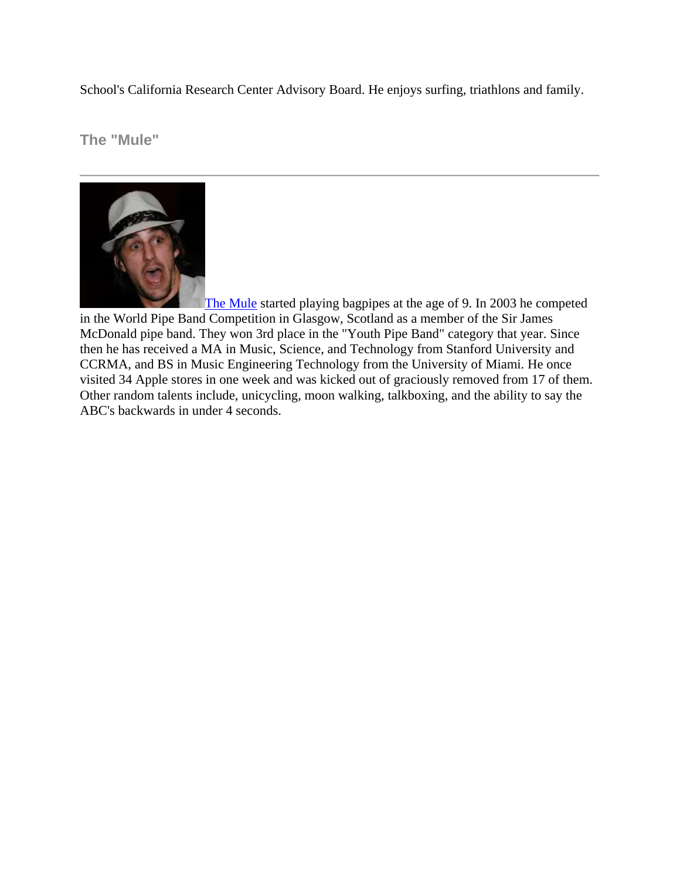School's California Research Center Advisory Board. He enjoys surfing, triathlons and family.

## The "Mule"

The Mule started playing bagpipes at the age of 9. In 2003 he competed in the World Pipe Band Competition in Glasgow, Scotland as a member of the Sir James McDonald pipe band. They won 3rd place in the "Youth Pipe Band" category that year. Since then he has received a MA in Music, Science, and Technology from Stanford University and CCRMA, and BS in Music Engineering Technology from the University of Miami. He once visited 34 Apple stores in one week and was kicked out of graciously removed from 17 of them. Other random talents include, unicycling, moon walking, talkboxing, and the ability to say the ABC's backwards in under 4 seconds.